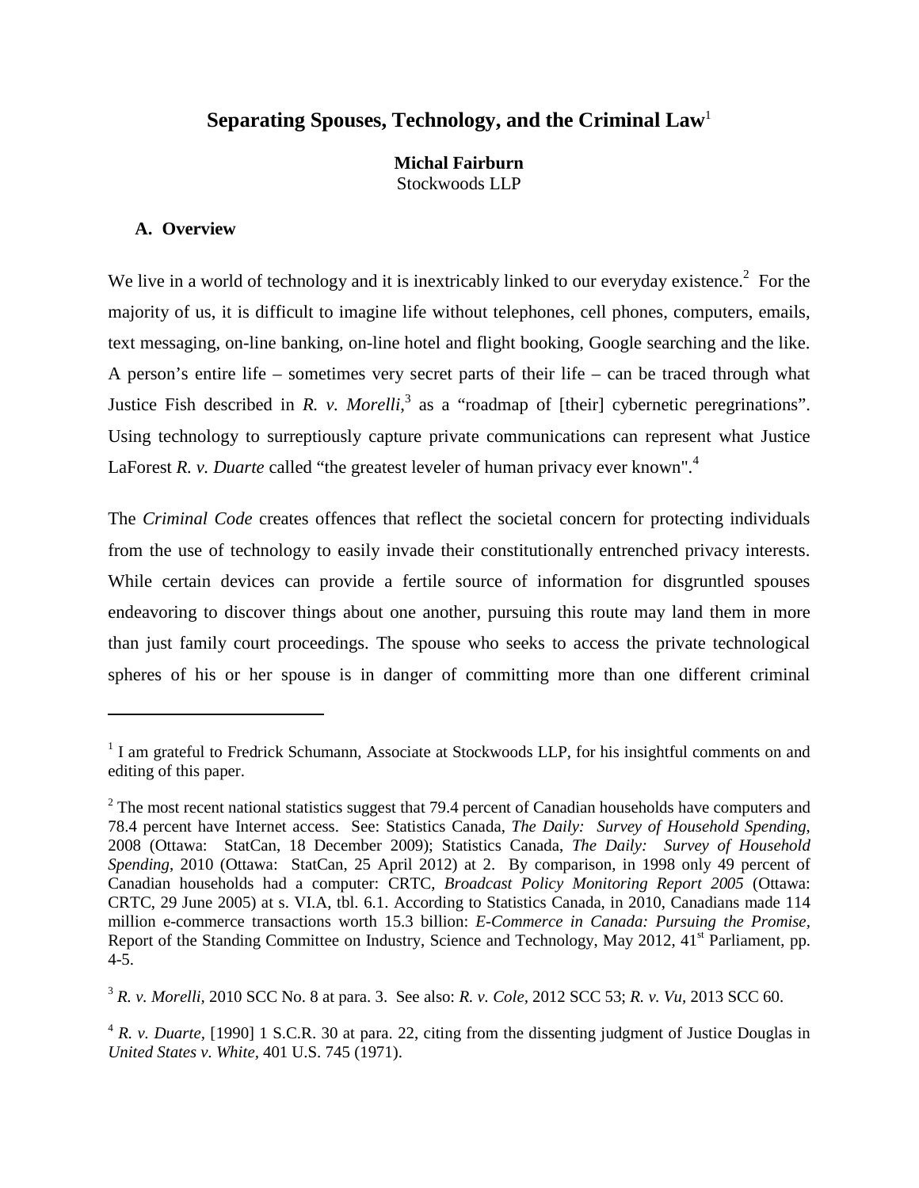# Separating Spouses, Technology, and the Criminal Law[1]

**Michal Fairburn**
Stockwoods LLP

## A. Overview

We live in a world of technology and it is inextricably linked to our everyday existence.[2] For the majority of us, it is difficult to imagine life without telephones, cell phones, computers, emails, text messaging, on-line banking, on-line hotel and flight booking, Google searching and the like. A person's entire life – sometimes very secret parts of their life – can be traced through what Justice Fish described in *R. v. Morelli*,[3] as a "roadmap of [their] cybernetic peregrinations". Using technology to surreptiously capture private communications can represent what Justice LaForest *R. v. Duarte* called "the greatest leveler of human privacy ever known".[4]

The *Criminal Code* creates offences that reflect the societal concern for protecting individuals from the use of technology to easily invade their constitutionally entrenched privacy interests. While certain devices can provide a fertile source of information for disgruntled spouses endeavoring to discover things about one another, pursuing this route may land them in more than just family court proceedings. The spouse who seeks to access the private technological spheres of his or her spouse is in danger of committing more than one different criminal

---

[1] I am grateful to Fredrick Schumann, Associate at Stockwoods LLP, for his insightful comments on and editing of this paper.

[2] The most recent national statistics suggest that 79.4 percent of Canadian households have computers and 78.4 percent have Internet access. See: Statistics Canada, *The Daily: Survey of Household Spending*, 2008 (Ottawa: StatCan, 18 December 2009); Statistics Canada, *The Daily: Survey of Household Spending*, 2010 (Ottawa: StatCan, 25 April 2012) at 2. By comparison, in 1998 only 49 percent of Canadian households had a computer: CRTC, *Broadcast Policy Monitoring Report 2005* (Ottawa: CRTC, 29 June 2005) at s. VI.A, tbl. 6.1. According to Statistics Canada, in 2010, Canadians made 114 million e-commerce transactions worth 15.3 billion: *E-Commerce in Canada: Pursuing the Promise*, Report of the Standing Committee on Industry, Science and Technology, May 2012, 41st Parliament, pp. 4-5.

[3] *R. v. Morelli*, 2010 SCC No. 8 at para. 3. See also: *R. v. Cole*, 2012 SCC 53; *R. v. Vu*, 2013 SCC 60.

[4] *R. v. Duarte*, [1990] 1 S.C.R. 30 at para. 22, citing from the dissenting judgment of Justice Douglas in *United States v. White*, 401 U.S. 745 (1971).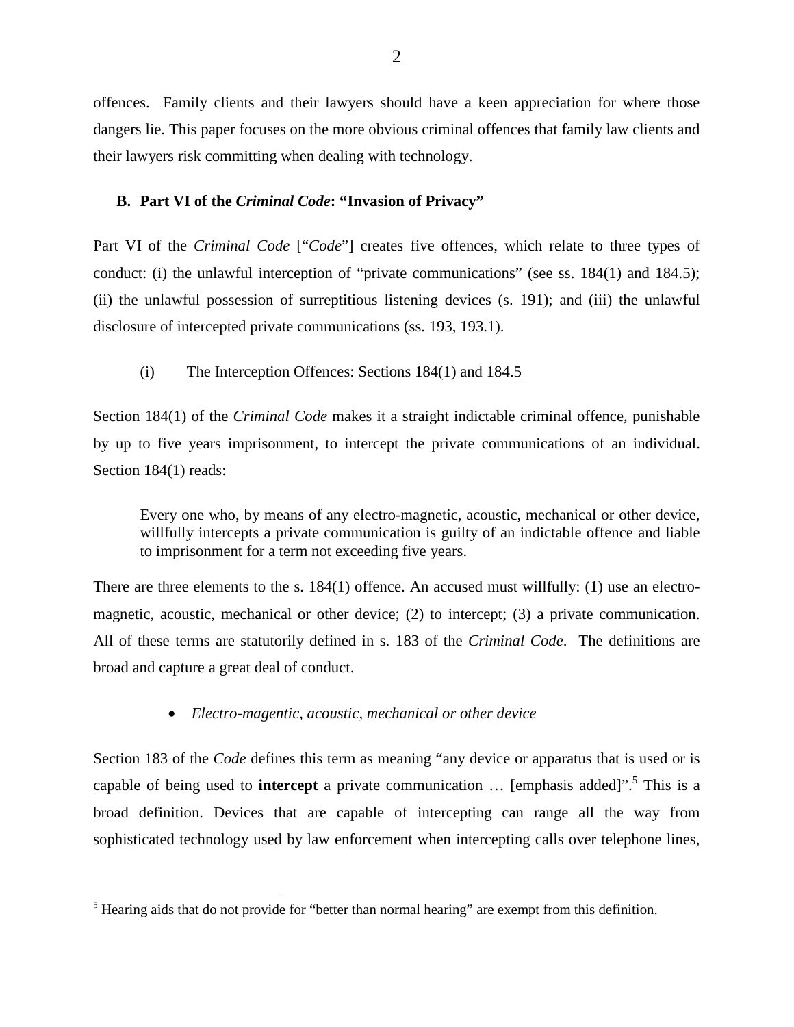offences. Family clients and their lawyers should have a keen appreciation for where those dangers lie. This paper focuses on the more obvious criminal offences that family law clients and their lawyers risk committing when dealing with technology.

## B. Part VI of the *Criminal Code*: "Invasion of Privacy"

Part VI of the *Criminal Code* ["*Code*"] creates five offences, which relate to three types of conduct: (i) the unlawful interception of "private communications" (see ss. 184(1) and 184.5); (ii) the unlawful possession of surreptitious listening devices (s. 191); and (iii) the unlawful disclosure of intercepted private communications (ss. 193, 193.1).

### (i) The Interception Offences: Sections 184(1) and 184.5

Section 184(1) of the *Criminal Code* makes it a straight indictable criminal offence, punishable by up to five years imprisonment, to intercept the private communications of an individual. Section 184(1) reads:

> Every one who, by means of any electro-magnetic, acoustic, mechanical or other device, willfully intercepts a private communication is guilty of an indictable offence and liable to imprisonment for a term not exceeding five years.

There are three elements to the s. 184(1) offence. An accused must willfully: (1) use an electro-magnetic, acoustic, mechanical or other device; (2) to intercept; (3) a private communication. All of these terms are statutorily defined in s. 183 of the *Criminal Code*. The definitions are broad and capture a great deal of conduct.

- *Electro-magentic, acoustic, mechanical or other device*

Section 183 of the *Code* defines this term as meaning "any device or apparatus that is used or is capable of being used to **intercept** a private communication … [emphasis added]".[5] This is a broad definition. Devices that are capable of intercepting can range all the way from sophisticated technology used by law enforcement when intercepting calls over telephone lines,

---

[5] Hearing aids that do not provide for "better than normal hearing" are exempt from this definition.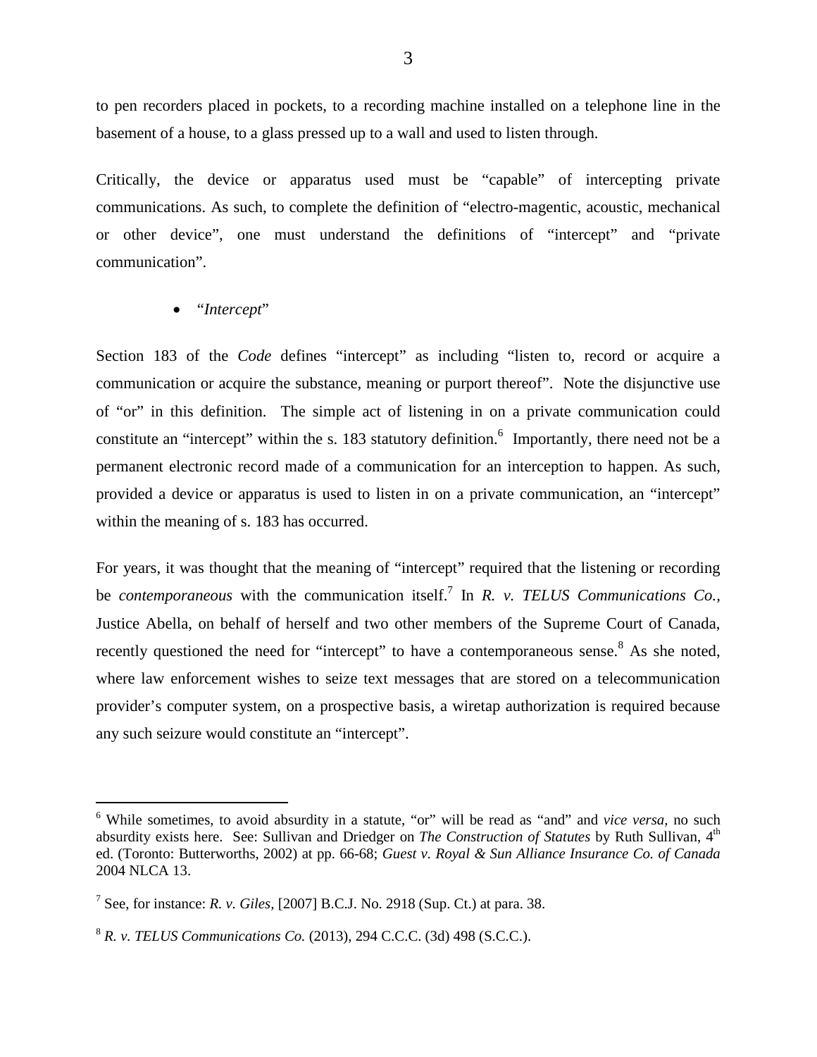to pen recorders placed in pockets, to a recording machine installed on a telephone line in the basement of a house, to a glass pressed up to a wall and used to listen through.

Critically, the device or apparatus used must be "capable" of intercepting private communications. As such, to complete the definition of "electro-magentic, acoustic, mechanical or other device", one must understand the definitions of "intercept" and "private communication".

- "*Intercept*"

Section 183 of the *Code* defines "intercept" as including "listen to, record or acquire a communication or acquire the substance, meaning or purport thereof". Note the disjunctive use of "or" in this definition. The simple act of listening in on a private communication could constitute an "intercept" within the s. 183 statutory definition.[6] Importantly, there need not be a permanent electronic record made of a communication for an interception to happen. As such, provided a device or apparatus is used to listen in on a private communication, an "intercept" within the meaning of s. 183 has occurred.

For years, it was thought that the meaning of "intercept" required that the listening or recording be *contemporaneous* with the communication itself.[7] In *R. v. TELUS Communications Co.*, Justice Abella, on behalf of herself and two other members of the Supreme Court of Canada, recently questioned the need for "intercept" to have a contemporaneous sense.[8] As she noted, where law enforcement wishes to seize text messages that are stored on a telecommunication provider's computer system, on a prospective basis, a wiretap authorization is required because any such seizure would constitute an "intercept".

---

[6] While sometimes, to avoid absurdity in a statute, "or" will be read as "and" and *vice versa*, no such absurdity exists here. See: Sullivan and Driedger on *The Construction of Statutes* by Ruth Sullivan, 4th ed. (Toronto: Butterworths, 2002) at pp. 66-68; *Guest v. Royal & Sun Alliance Insurance Co. of Canada* 2004 NLCA 13.

[7] See, for instance: *R. v. Giles*, [2007] B.C.J. No. 2918 (Sup. Ct.) at para. 38.

[8] *R. v. TELUS Communications Co.* (2013), 294 C.C.C. (3d) 498 (S.C.C.).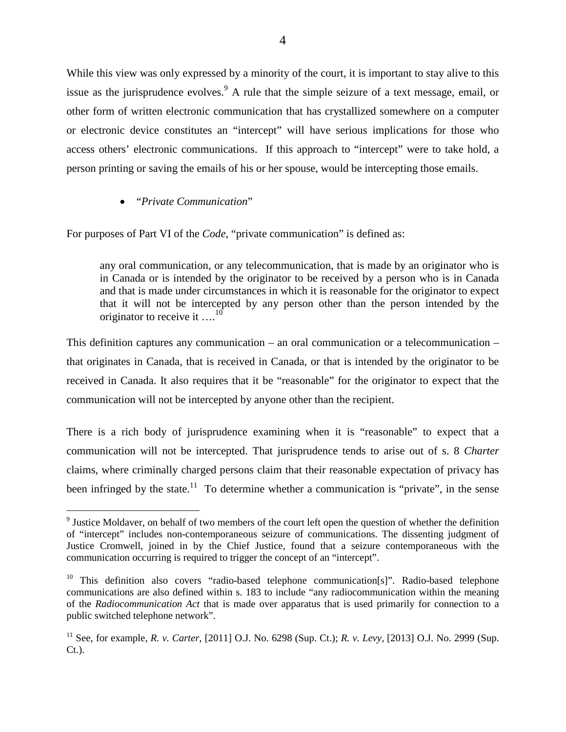While this view was only expressed by a minority of the court, it is important to stay alive to this issue as the jurisprudence evolves.[9] A rule that the simple seizure of a text message, email, or other form of written electronic communication that has crystallized somewhere on a computer or electronic device constitutes an "intercept" will have serious implications for those who access others' electronic communications. If this approach to "intercept" were to take hold, a person printing or saving the emails of his or her spouse, would be intercepting those emails.

- "*Private Communication*"

For purposes of Part VI of the *Code*, "private communication" is defined as:

> any oral communication, or any telecommunication, that is made by an originator who is in Canada or is intended by the originator to be received by a person who is in Canada and that is made under circumstances in which it is reasonable for the originator to expect that it will not be intercepted by any person other than the person intended by the originator to receive it ….[10]

This definition captures any communication – an oral communication or a telecommunication – that originates in Canada, that is received in Canada, or that is intended by the originator to be received in Canada. It also requires that it be "reasonable" for the originator to expect that the communication will not be intercepted by anyone other than the recipient.

There is a rich body of jurisprudence examining when it is "reasonable" to expect that a communication will not be intercepted. That jurisprudence tends to arise out of s. 8 *Charter* claims, where criminally charged persons claim that their reasonable expectation of privacy has been infringed by the state.[11] To determine whether a communication is "private", in the sense

---

[9] Justice Moldaver, on behalf of two members of the court left open the question of whether the definition of "intercept" includes non-contemporaneous seizure of communications. The dissenting judgment of Justice Cromwell, joined in by the Chief Justice, found that a seizure contemporaneous with the communication occurring is required to trigger the concept of an "intercept".

[10] This definition also covers "radio-based telephone communication[s]". Radio-based telephone communications are also defined within s. 183 to include "any radiocommunication within the meaning of the *Radiocommunication Act* that is made over apparatus that is used primarily for connection to a public switched telephone network".

[11] See, for example, *R. v. Carter*, [2011] O.J. No. 6298 (Sup. Ct.); *R. v. Levy*, [2013] O.J. No. 2999 (Sup. Ct.).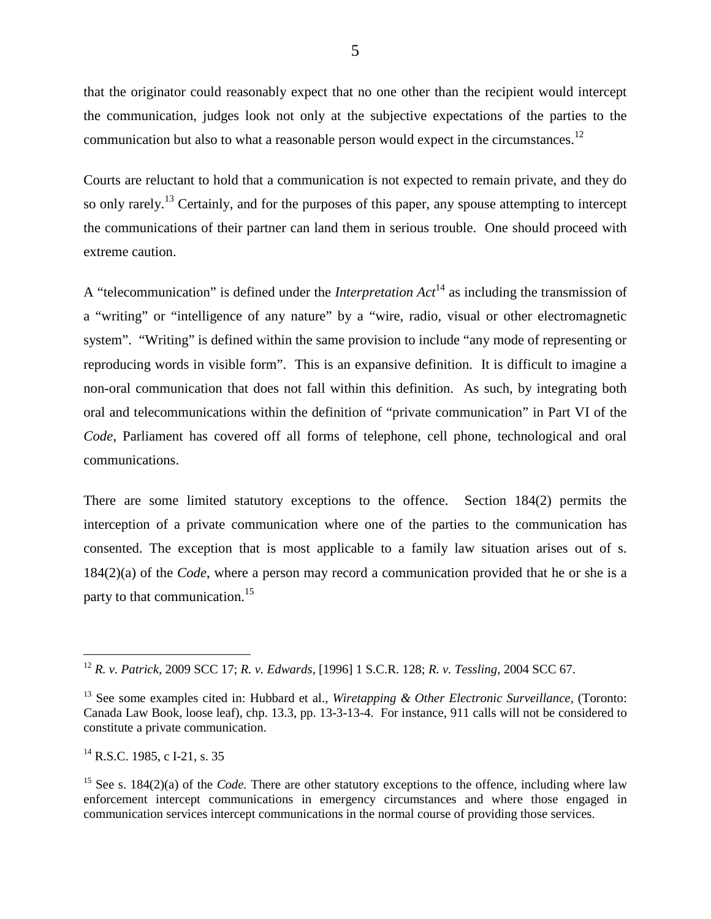that the originator could reasonably expect that no one other than the recipient would intercept the communication, judges look not only at the subjective expectations of the parties to the communication but also to what a reasonable person would expect in the circumstances.[12]

Courts are reluctant to hold that a communication is not expected to remain private, and they do so only rarely.[13] Certainly, and for the purposes of this paper, any spouse attempting to intercept the communications of their partner can land them in serious trouble. One should proceed with extreme caution.

A "telecommunication" is defined under the *Interpretation Act*[14] as including the transmission of a "writing" or "intelligence of any nature" by a "wire, radio, visual or other electromagnetic system". "Writing" is defined within the same provision to include "any mode of representing or reproducing words in visible form". This is an expansive definition. It is difficult to imagine a non-oral communication that does not fall within this definition. As such, by integrating both oral and telecommunications within the definition of "private communication" in Part VI of the *Code*, Parliament has covered off all forms of telephone, cell phone, technological and oral communications.

There are some limited statutory exceptions to the offence. Section 184(2) permits the interception of a private communication where one of the parties to the communication has consented. The exception that is most applicable to a family law situation arises out of s. 184(2)(a) of the *Code*, where a person may record a communication provided that he or she is a party to that communication.[15]

---

[12] *R. v. Patrick*, 2009 SCC 17; *R. v. Edwards*, [1996] 1 S.C.R. 128; *R. v. Tessling*, 2004 SCC 67.

[13] See some examples cited in: Hubbard et al., *Wiretapping & Other Electronic Surveillance*, (Toronto: Canada Law Book, loose leaf), chp. 13.3, pp. 13-3-13-4. For instance, 911 calls will not be considered to constitute a private communication.

[14] R.S.C. 1985, c I-21, s. 35

[15] See s. 184(2)(a) of the *Code*. There are other statutory exceptions to the offence, including where law enforcement intercept communications in emergency circumstances and where those engaged in communication services intercept communications in the normal course of providing those services.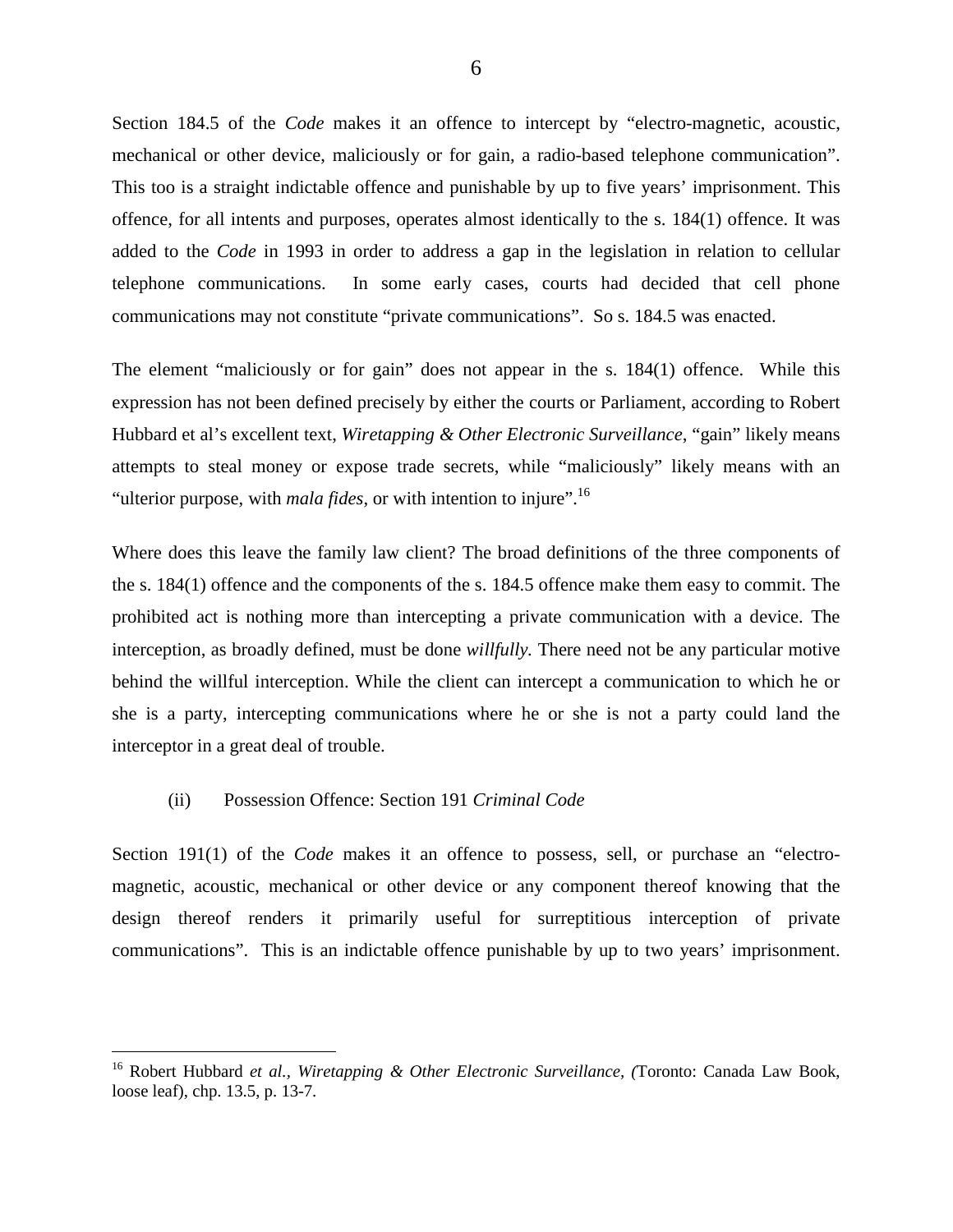Section 184.5 of the *Code* makes it an offence to intercept by "electro-magnetic, acoustic, mechanical or other device, maliciously or for gain, a radio-based telephone communication". This too is a straight indictable offence and punishable by up to five years' imprisonment. This offence, for all intents and purposes, operates almost identically to the s. 184(1) offence. It was added to the *Code* in 1993 in order to address a gap in the legislation in relation to cellular telephone communications. In some early cases, courts had decided that cell phone communications may not constitute "private communications". So s. 184.5 was enacted.

The element "maliciously or for gain" does not appear in the s. 184(1) offence. While this expression has not been defined precisely by either the courts or Parliament, according to Robert Hubbard et al's excellent text, *Wiretapping & Other Electronic Surveillance*, "gain" likely means attempts to steal money or expose trade secrets, while "maliciously" likely means with an "ulterior purpose, with *mala fides*, or with intention to injure".[16]

Where does this leave the family law client? The broad definitions of the three components of the s. 184(1) offence and the components of the s. 184.5 offence make them easy to commit. The prohibited act is nothing more than intercepting a private communication with a device. The interception, as broadly defined, must be done *willfully.* There need not be any particular motive behind the willful interception. While the client can intercept a communication to which he or she is a party, intercepting communications where he or she is not a party could land the interceptor in a great deal of trouble.

### (ii) Possession Offence: Section 191 *Criminal Code*

Section 191(1) of the *Code* makes it an offence to possess, sell, or purchase an "electro-magnetic, acoustic, mechanical or other device or any component thereof knowing that the design thereof renders it primarily useful for surreptitious interception of private communications". This is an indictable offence punishable by up to two years' imprisonment.

---

[16] Robert Hubbard *et al.*, *Wiretapping & Other Electronic Surveillance*, (Toronto: Canada Law Book, loose leaf), chp. 13.5, p. 13-7.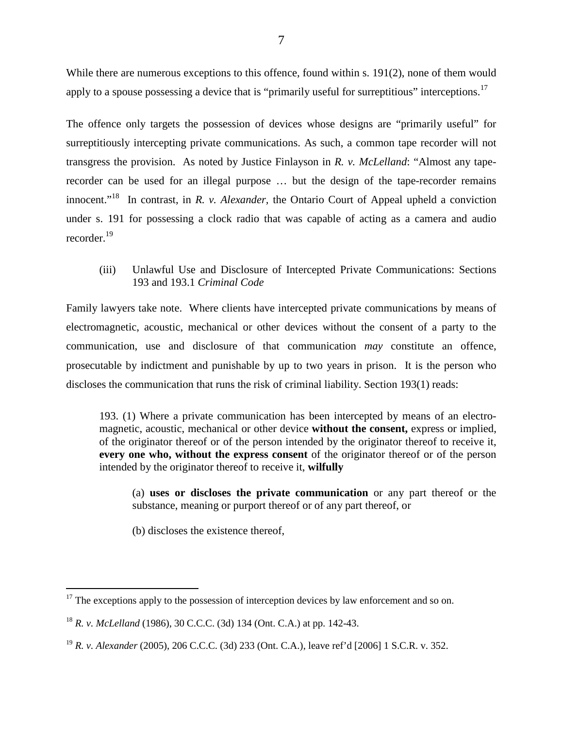While there are numerous exceptions to this offence, found within s. 191(2), none of them would apply to a spouse possessing a device that is "primarily useful for surreptitious" interceptions.[17]

The offence only targets the possession of devices whose designs are "primarily useful" for surreptitiously intercepting private communications. As such, a common tape recorder will not transgress the provision. As noted by Justice Finlayson in *R. v. McLelland*: "Almost any tape-recorder can be used for an illegal purpose … but the design of the tape-recorder remains innocent."[18] In contrast, in *R. v. Alexander,* the Ontario Court of Appeal upheld a conviction under s. 191 for possessing a clock radio that was capable of acting as a camera and audio recorder.[19]

(iii) Unlawful Use and Disclosure of Intercepted Private Communications: Sections 193 and 193.1 *Criminal Code*

Family lawyers take note. Where clients have intercepted private communications by means of electromagnetic, acoustic, mechanical or other devices without the consent of a party to the communication, use and disclosure of that communication *may* constitute an offence, prosecutable by indictment and punishable by up to two years in prison. It is the person who discloses the communication that runs the risk of criminal liability. Section 193(1) reads:

> 193. (1) Where a private communication has been intercepted by means of an electro-magnetic, acoustic, mechanical or other device **without the consent,** express or implied, of the originator thereof or of the person intended by the originator thereof to receive it, **every one who, without the express consent** of the originator thereof or of the person intended by the originator thereof to receive it, **wilfully**
>
> (a) **uses or discloses the private communication** or any part thereof or the substance, meaning or purport thereof or of any part thereof, or
>
> (b) discloses the existence thereof,

---

[17] The exceptions apply to the possession of interception devices by law enforcement and so on.

[18] *R. v. McLelland* (1986), 30 C.C.C. (3d) 134 (Ont. C.A.) at pp. 142-43.

[19] *R. v. Alexander* (2005), 206 C.C.C. (3d) 233 (Ont. C.A.), leave ref'd [2006] 1 S.C.R. v. 352.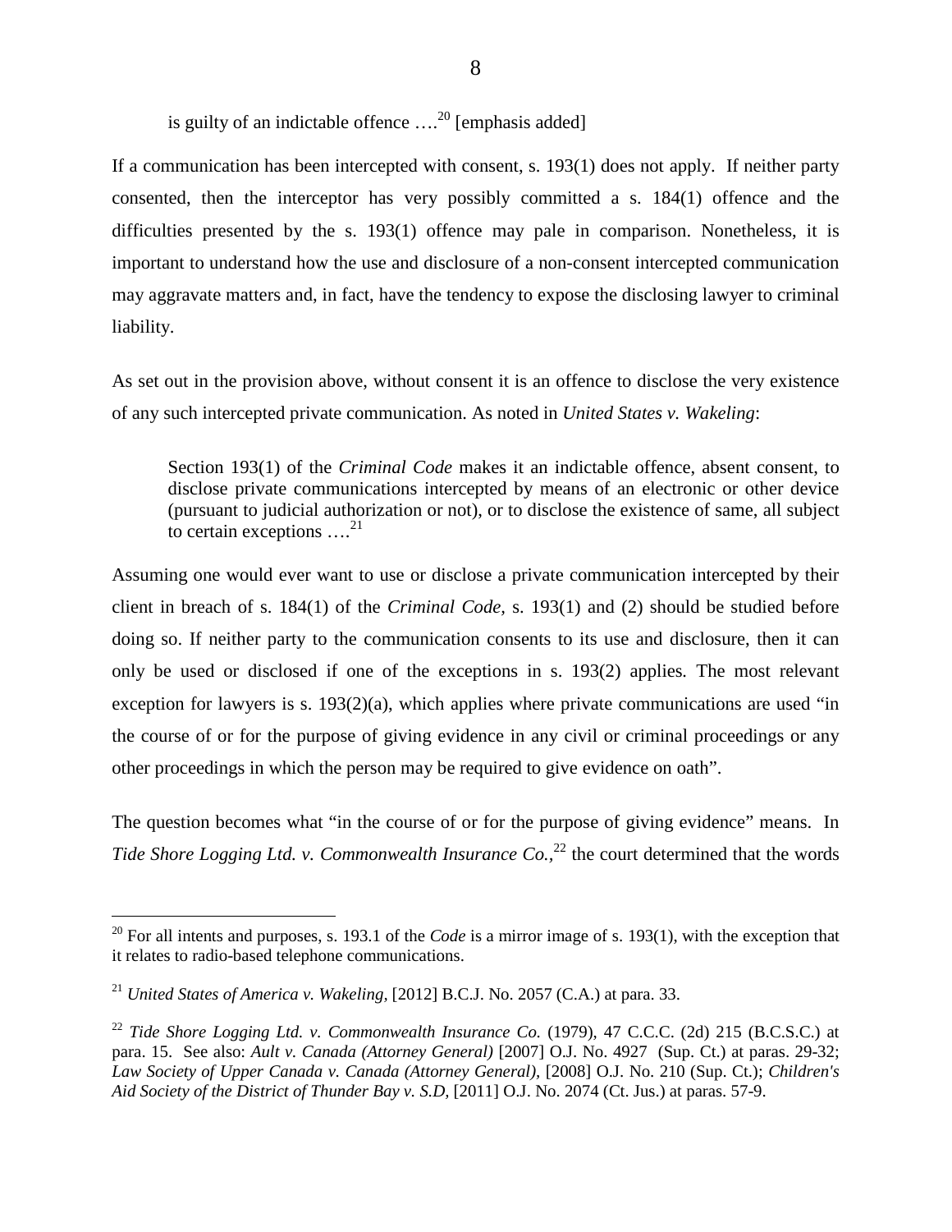is guilty of an indictable offence ….[20] [emphasis added]

If a communication has been intercepted with consent, s. 193(1) does not apply. If neither party consented, then the interceptor has very possibly committed a s. 184(1) offence and the difficulties presented by the s. 193(1) offence may pale in comparison. Nonetheless, it is important to understand how the use and disclosure of a non-consent intercepted communication may aggravate matters and, in fact, have the tendency to expose the disclosing lawyer to criminal liability.

As set out in the provision above, without consent it is an offence to disclose the very existence of any such intercepted private communication. As noted in *United States v. Wakeling*:

> Section 193(1) of the *Criminal Code* makes it an indictable offence, absent consent, to disclose private communications intercepted by means of an electronic or other device (pursuant to judicial authorization or not), or to disclose the existence of same, all subject to certain exceptions ….[21]

Assuming one would ever want to use or disclose a private communication intercepted by their client in breach of s. 184(1) of the *Criminal Code,* s. 193(1) and (2) should be studied before doing so. If neither party to the communication consents to its use and disclosure, then it can only be used or disclosed if one of the exceptions in s. 193(2) applies. The most relevant exception for lawyers is s. 193(2)(a), which applies where private communications are used "in the course of or for the purpose of giving evidence in any civil or criminal proceedings or any other proceedings in which the person may be required to give evidence on oath".

The question becomes what "in the course of or for the purpose of giving evidence" means. In *Tide Shore Logging Ltd. v. Commonwealth Insurance Co.,*[22] the court determined that the words

---

[20] For all intents and purposes, s. 193.1 of the *Code* is a mirror image of s. 193(1), with the exception that it relates to radio-based telephone communications.

[21] *United States of America v. Wakeling,* [2012] B.C.J. No. 2057 (C.A.) at para. 33.

[22] *Tide Shore Logging Ltd. v. Commonwealth Insurance Co.* (1979), 47 C.C.C. (2d) 215 (B.C.S.C.) at para. 15. See also: *Ault v. Canada (Attorney General)* [2007] O.J. No. 4927 (Sup. Ct.) at paras. 29-32; *Law Society of Upper Canada v. Canada (Attorney General),* [2008] O.J. No. 210 (Sup. Ct.); *Children's Aid Society of the District of Thunder Bay v. S.D,* [2011] O.J. No. 2074 (Ct. Jus.) at paras. 57-9.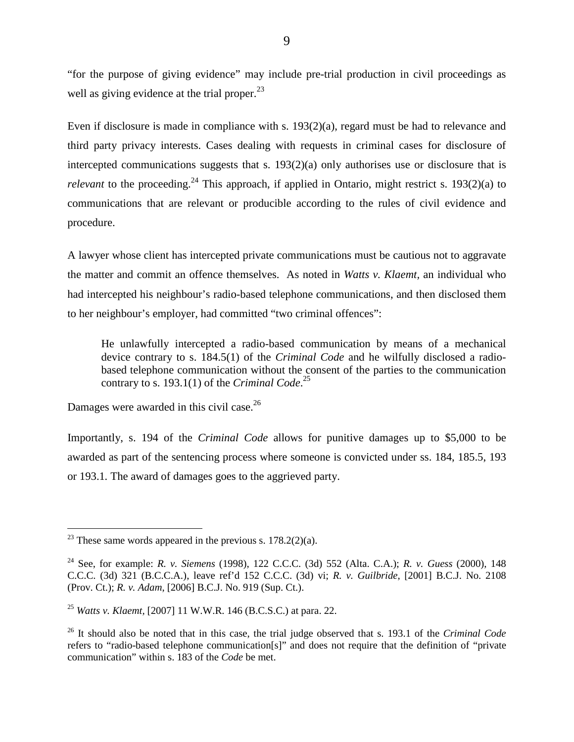"for the purpose of giving evidence" may include pre-trial production in civil proceedings as well as giving evidence at the trial proper.[23]

Even if disclosure is made in compliance with s. 193(2)(a), regard must be had to relevance and third party privacy interests. Cases dealing with requests in criminal cases for disclosure of intercepted communications suggests that s. 193(2)(a) only authorises use or disclosure that is *relevant* to the proceeding.[24] This approach, if applied in Ontario, might restrict s. 193(2)(a) to communications that are relevant or producible according to the rules of civil evidence and procedure.

A lawyer whose client has intercepted private communications must be cautious not to aggravate the matter and commit an offence themselves. As noted in *Watts v. Klaemt,* an individual who had intercepted his neighbour's radio-based telephone communications, and then disclosed them to her neighbour's employer, had committed "two criminal offences":

> He unlawfully intercepted a radio-based communication by means of a mechanical device contrary to s. 184.5(1) of the *Criminal Code* and he wilfully disclosed a radio-based telephone communication without the consent of the parties to the communication contrary to s. 193.1(1) of the *Criminal Code*.[25]

Damages were awarded in this civil case.[26]

Importantly, s. 194 of the *Criminal Code* allows for punitive damages up to $5,000 to be awarded as part of the sentencing process where someone is convicted under ss. 184, 185.5, 193 or 193.1. The award of damages goes to the aggrieved party.

---

[23] These same words appeared in the previous s. 178.2(2)(a).

[24] See, for example: *R. v. Siemens* (1998), 122 C.C.C. (3d) 552 (Alta. C.A.); *R. v. Guess* (2000), 148 C.C.C. (3d) 321 (B.C.C.A.), leave ref'd 152 C.C.C. (3d) vi; *R. v. Guilbride*, [2001] B.C.J. No. 2108 (Prov. Ct.); *R. v. Adam*, [2006] B.C.J. No. 919 (Sup. Ct.).

[25] *Watts v. Klaemt*, [2007] 11 W.W.R. 146 (B.C.S.C.) at para. 22.

[26] It should also be noted that in this case, the trial judge observed that s. 193.1 of the *Criminal Code* refers to "radio-based telephone communication[s]" and does not require that the definition of "private communication" within s. 183 of the *Code* be met.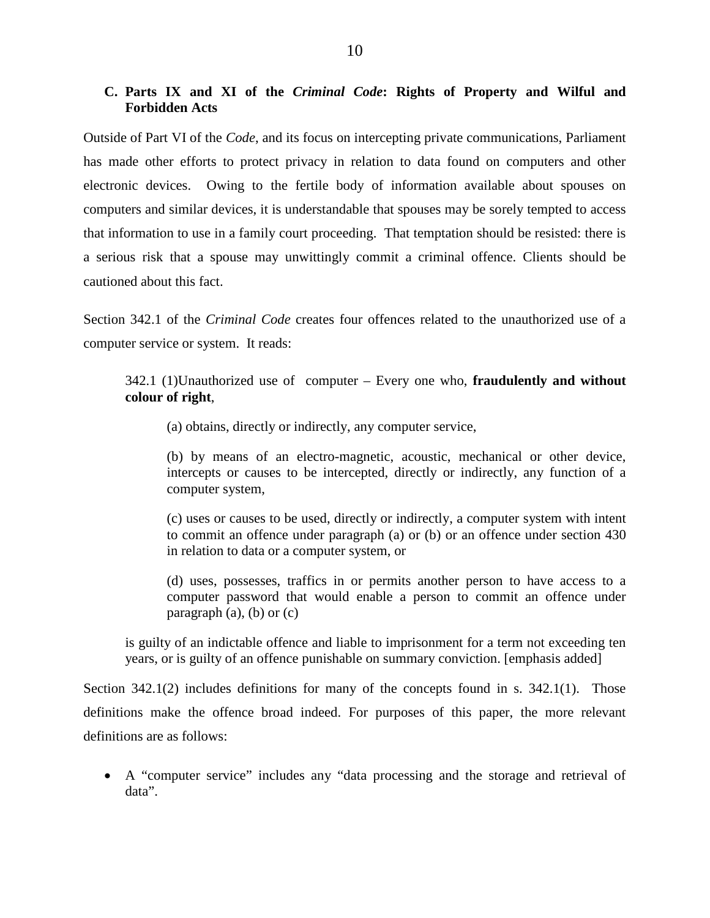## C. Parts IX and XI of the *Criminal Code*: Rights of Property and Wilful and Forbidden Acts

Outside of Part VI of the *Code*, and its focus on intercepting private communications, Parliament has made other efforts to protect privacy in relation to data found on computers and other electronic devices. Owing to the fertile body of information available about spouses on computers and similar devices, it is understandable that spouses may be sorely tempted to access that information to use in a family court proceeding. That temptation should be resisted: there is a serious risk that a spouse may unwittingly commit a criminal offence. Clients should be cautioned about this fact.

Section 342.1 of the *Criminal Code* creates four offences related to the unauthorized use of a computer service or system. It reads:

> 342.1 (1)Unauthorized use of computer – Every one who, **fraudulently and without colour of right**,
>
> > (a) obtains, directly or indirectly, any computer service,
> >
> > (b) by means of an electro-magnetic, acoustic, mechanical or other device, intercepts or causes to be intercepted, directly or indirectly, any function of a computer system,
> >
> > (c) uses or causes to be used, directly or indirectly, a computer system with intent to commit an offence under paragraph (a) or (b) or an offence under section 430 in relation to data or a computer system, or
> >
> > (d) uses, possesses, traffics in or permits another person to have access to a computer password that would enable a person to commit an offence under paragraph (a), (b) or (c)
>
> is guilty of an indictable offence and liable to imprisonment for a term not exceeding ten years, or is guilty of an offence punishable on summary conviction. [emphasis added]

Section 342.1(2) includes definitions for many of the concepts found in s. 342.1(1). Those definitions make the offence broad indeed. For purposes of this paper, the more relevant definitions are as follows:

- A "computer service" includes any "data processing and the storage and retrieval of data".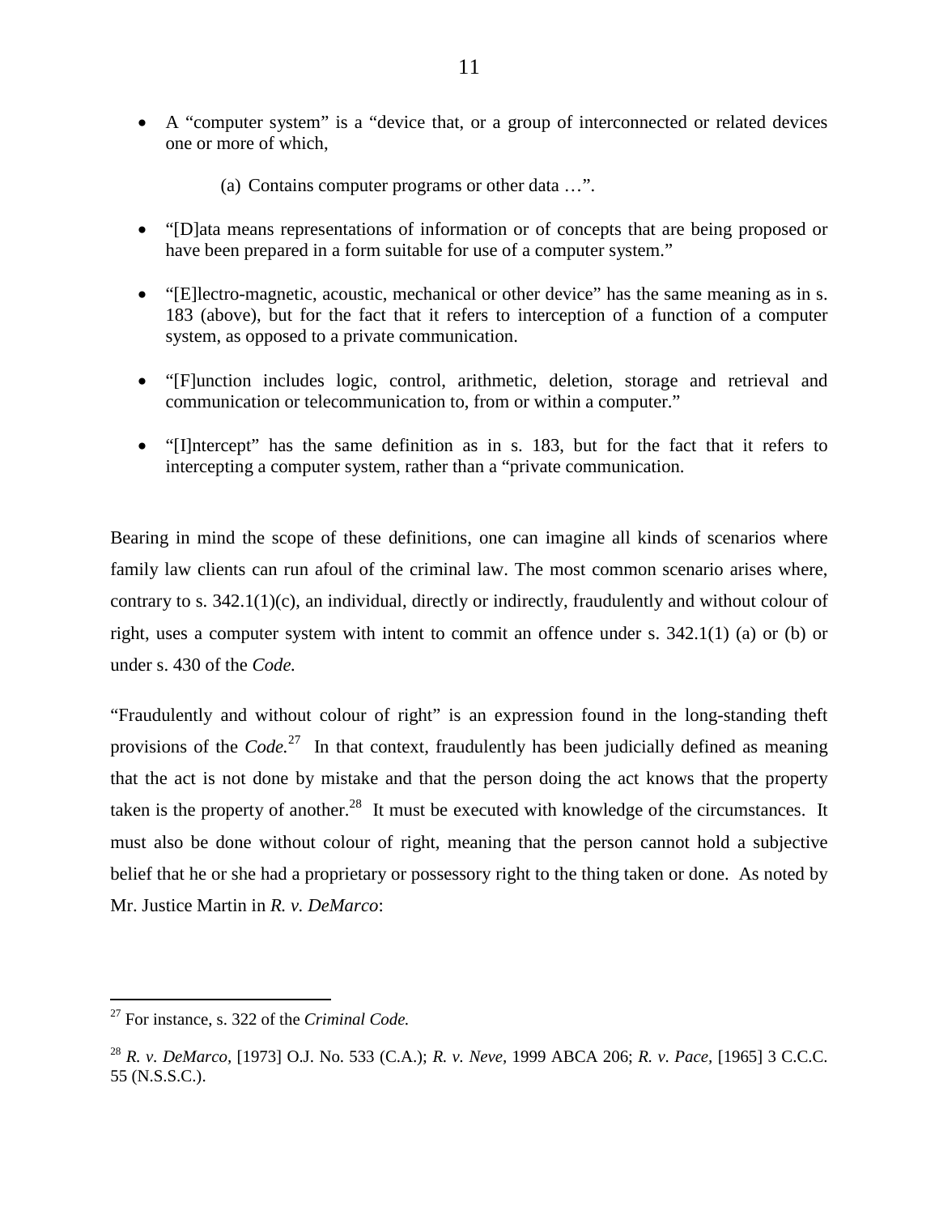- A "computer system" is a "device that, or a group of interconnected or related devices one or more of which,

    (a) Contains computer programs or other data …".

- "[D]ata means representations of information or of concepts that are being proposed or have been prepared in a form suitable for use of a computer system."

- "[E]lectro-magnetic, acoustic, mechanical or other device" has the same meaning as in s. 183 (above), but for the fact that it refers to interception of a function of a computer system, as opposed to a private communication.

- "[F]unction includes logic, control, arithmetic, deletion, storage and retrieval and communication or telecommunication to, from or within a computer."

- "[I]ntercept" has the same definition as in s. 183, but for the fact that it refers to intercepting a computer system, rather than a "private communication.

Bearing in mind the scope of these definitions, one can imagine all kinds of scenarios where family law clients can run afoul of the criminal law. The most common scenario arises where, contrary to s. 342.1(1)(c), an individual, directly or indirectly, fraudulently and without colour of right, uses a computer system with intent to commit an offence under s. 342.1(1) (a) or (b) or under s. 430 of the *Code.*

"Fraudulently and without colour of right" is an expression found in the long-standing theft provisions of the *Code.*[27] In that context, fraudulently has been judicially defined as meaning that the act is not done by mistake and that the person doing the act knows that the property taken is the property of another.[28] It must be executed with knowledge of the circumstances. It must also be done without colour of right, meaning that the person cannot hold a subjective belief that he or she had a proprietary or possessory right to the thing taken or done. As noted by Mr. Justice Martin in *R. v. DeMarco*:

---

[27] For instance, s. 322 of the *Criminal Code.*

[28] *R. v. DeMarco,* [1973] O.J. No. 533 (C.A.); *R. v. Neve*, 1999 ABCA 206; *R. v. Pace,* [1965] 3 C.C.C. 55 (N.S.S.C.).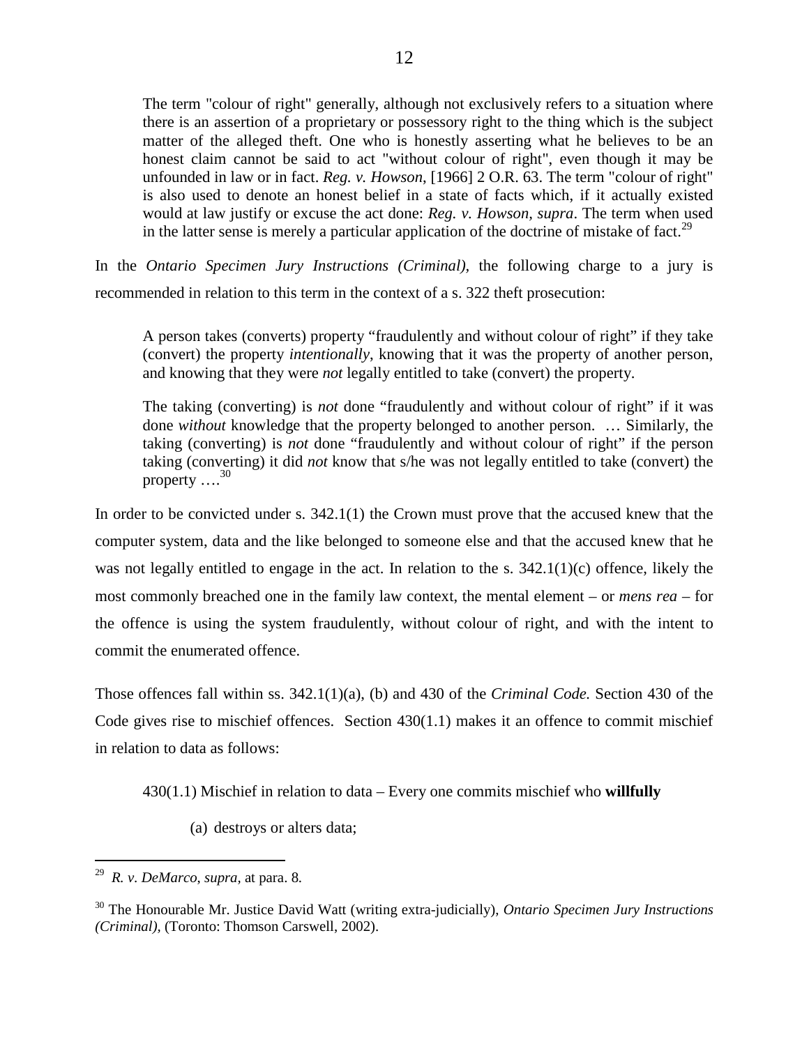> The term "colour of right" generally, although not exclusively refers to a situation where there is an assertion of a proprietary or possessory right to the thing which is the subject matter of the alleged theft. One who is honestly asserting what he believes to be an honest claim cannot be said to act "without colour of right", even though it may be unfounded in law or in fact. *Reg. v. Howson*, [1966] 2 O.R. 63. The term "colour of right" is also used to denote an honest belief in a state of facts which, if it actually existed would at law justify or excuse the act done: *Reg. v. Howson, supra*. The term when used in the latter sense is merely a particular application of the doctrine of mistake of fact.[29]

In the *Ontario Specimen Jury Instructions (Criminal),* the following charge to a jury is recommended in relation to this term in the context of a s. 322 theft prosecution:

> A person takes (converts) property "fraudulently and without colour of right" if they take (convert) the property *intentionally*, knowing that it was the property of another person, and knowing that they were *not* legally entitled to take (convert) the property.
>
> The taking (converting) is *not* done "fraudulently and without colour of right" if it was done *without* knowledge that the property belonged to another person. … Similarly, the taking (converting) is *not* done "fraudulently and without colour of right" if the person taking (converting) it did *not* know that s/he was not legally entitled to take (convert) the property ….[30]

In order to be convicted under s. 342.1(1) the Crown must prove that the accused knew that the computer system, data and the like belonged to someone else and that the accused knew that he was not legally entitled to engage in the act. In relation to the s. 342.1(1)(c) offence, likely the most commonly breached one in the family law context, the mental element – or *mens rea* – for the offence is using the system fraudulently, without colour of right, and with the intent to commit the enumerated offence.

Those offences fall within ss. 342.1(1)(a), (b) and 430 of the *Criminal Code.* Section 430 of the Code gives rise to mischief offences. Section 430(1.1) makes it an offence to commit mischief in relation to data as follows:

> 430(1.1) Mischief in relation to data – Every one commits mischief who **willfully**
>
> (a) destroys or alters data;

---

[29] *R. v. DeMarco, supra,* at para. 8.

[30] The Honourable Mr. Justice David Watt (writing extra-judicially), *Ontario Specimen Jury Instructions (Criminal),* (Toronto: Thomson Carswell, 2002).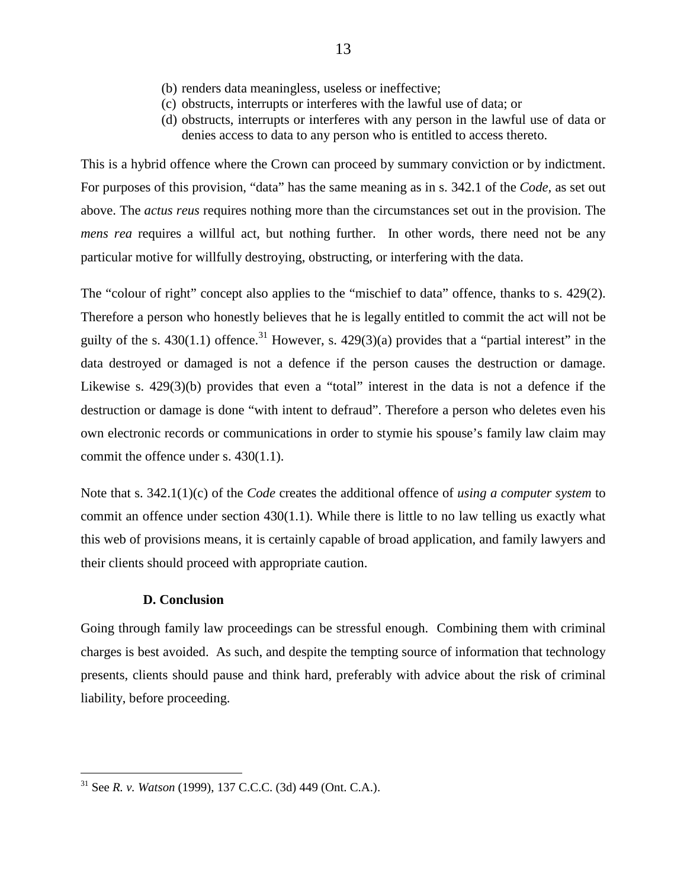(b) renders data meaningless, useless or ineffective;
(c) obstructs, interrupts or interferes with the lawful use of data; or
(d) obstructs, interrupts or interferes with any person in the lawful use of data or denies access to data to any person who is entitled to access thereto.

This is a hybrid offence where the Crown can proceed by summary conviction or by indictment. For purposes of this provision, "data" has the same meaning as in s. 342.1 of the *Code,* as set out above. The *actus reus* requires nothing more than the circumstances set out in the provision. The *mens rea* requires a willful act, but nothing further. In other words, there need not be any particular motive for willfully destroying, obstructing, or interfering with the data.

The "colour of right" concept also applies to the "mischief to data" offence, thanks to s. 429(2). Therefore a person who honestly believes that he is legally entitled to commit the act will not be guilty of the s. 430(1.1) offence.[31] However, s. 429(3)(a) provides that a "partial interest" in the data destroyed or damaged is not a defence if the person causes the destruction or damage. Likewise s. 429(3)(b) provides that even a "total" interest in the data is not a defence if the destruction or damage is done "with intent to defraud". Therefore a person who deletes even his own electronic records or communications in order to stymie his spouse's family law claim may commit the offence under s. 430(1.1).

Note that s. 342.1(1)(c) of the *Code* creates the additional offence of *using a computer system* to commit an offence under section 430(1.1). While there is little to no law telling us exactly what this web of provisions means, it is certainly capable of broad application, and family lawyers and their clients should proceed with appropriate caution.

### D. Conclusion

Going through family law proceedings can be stressful enough. Combining them with criminal charges is best avoided. As such, and despite the tempting source of information that technology presents, clients should pause and think hard, preferably with advice about the risk of criminal liability, before proceeding.

---

[31] See *R. v. Watson* (1999), 137 C.C.C. (3d) 449 (Ont. C.A.).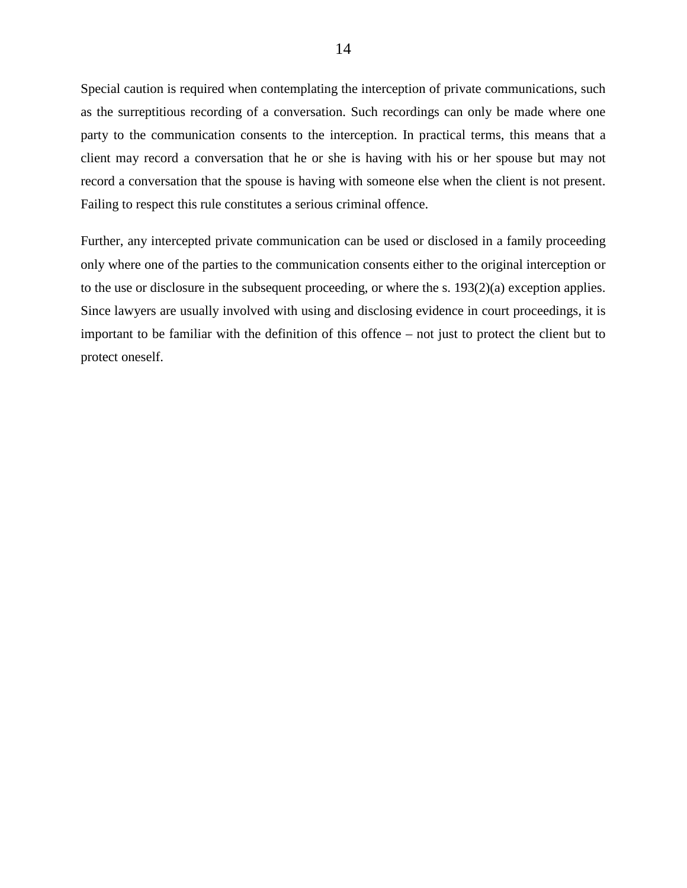Special caution is required when contemplating the interception of private communications, such as the surreptitious recording of a conversation. Such recordings can only be made where one party to the communication consents to the interception. In practical terms, this means that a client may record a conversation that he or she is having with his or her spouse but may not record a conversation that the spouse is having with someone else when the client is not present. Failing to respect this rule constitutes a serious criminal offence.

Further, any intercepted private communication can be used or disclosed in a family proceeding only where one of the parties to the communication consents either to the original interception or to the use or disclosure in the subsequent proceeding, or where the s. 193(2)(a) exception applies. Since lawyers are usually involved with using and disclosing evidence in court proceedings, it is important to be familiar with the definition of this offence – not just to protect the client but to protect oneself.